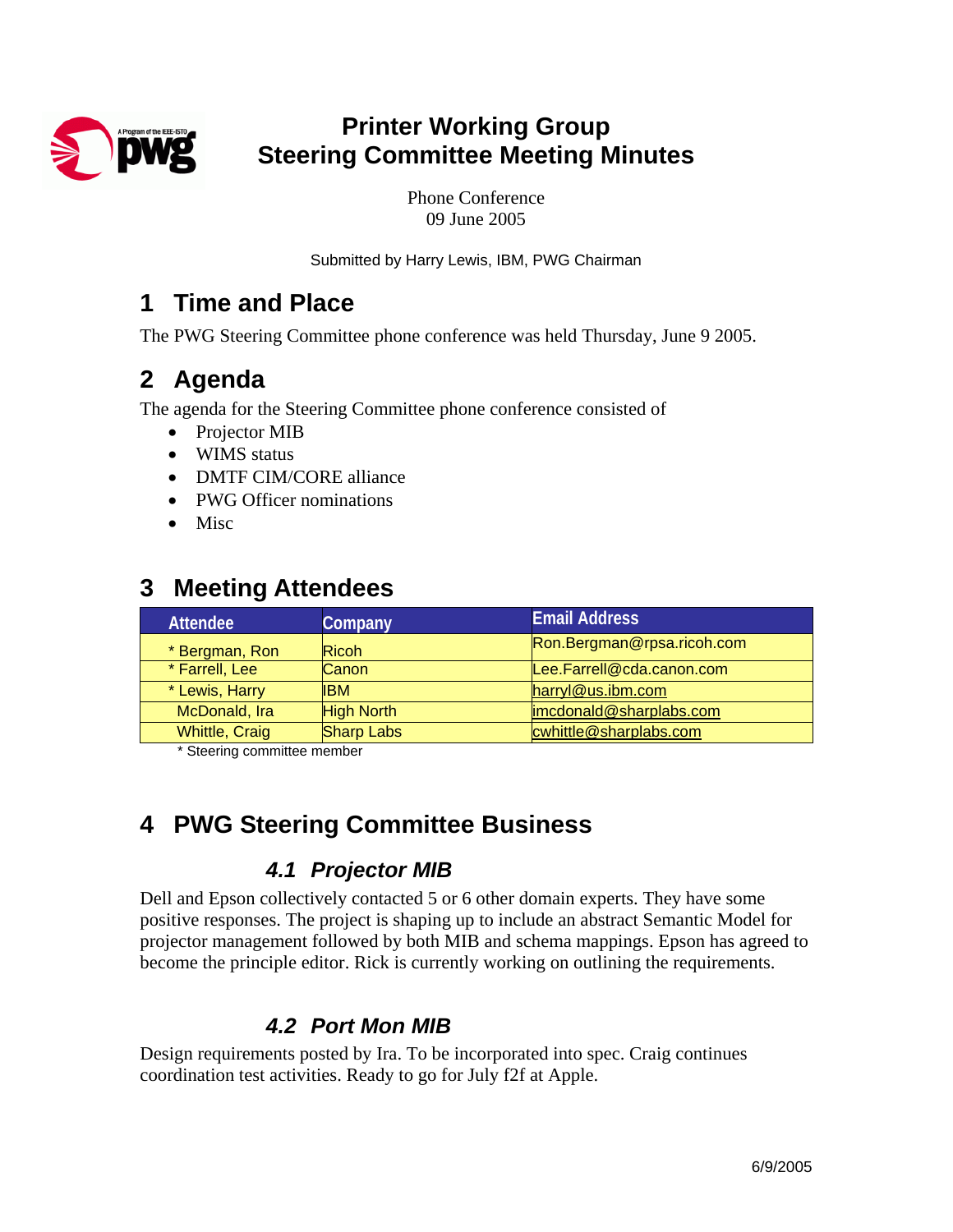# Printer Working Group
# Steering Committee Meeting Minutes

Phone Conference
09 June 2005

Submitted by Harry Lewis, IBM, PWG Chairman

## 1 Time and Place

The PWG Steering Committee phone conference was held Thursday, June 9 2005.

## 2 Agenda

The agenda for the Steering Committee phone conference consisted of

- Projector MIB
- WIMS status
- DMTF CIM/CORE alliance
- PWG Officer nominations
- Misc

## 3 Meeting Attendees

| Attendee | Company | Email Address |
|---|---|---|
| * Bergman, Ron | Ricoh | Ron.Bergman@rpsa.ricoh.com |
| * Farrell, Lee | Canon | Lee.Farrell@cda.canon.com |
| * Lewis, Harry | IBM | harryl@us.ibm.com |
| McDonald, Ira | High North | imcdonald@sharplabs.com |
| Whittle, Craig | Sharp Labs | cwhittle@sharplabs.com |

* Steering committee member

## 4 PWG Steering Committee Business

### 4.1 Projector MIB

Dell and Epson collectively contacted 5 or 6 other domain experts. They have some positive responses. The project is shaping up to include an abstract Semantic Model for projector management followed by both MIB and schema mappings. Epson has agreed to become the principle editor. Rick is currently working on outlining the requirements.

### 4.2 Port Mon MIB

Design requirements posted by Ira. To be incorporated into spec. Craig continues coordination test activities. Ready to go for July f2f at Apple.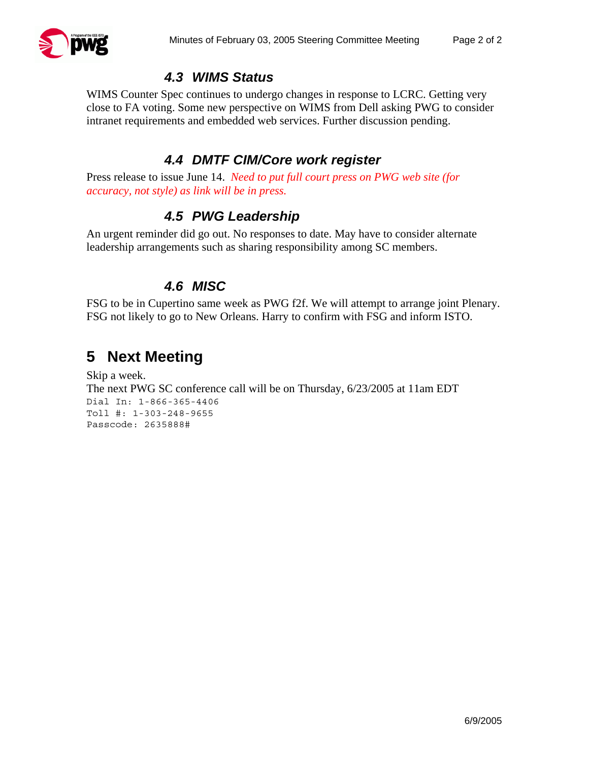### 4.3 WIMS Status

WIMS Counter Spec continues to undergo changes in response to LCRC. Getting very close to FA voting. Some new perspective on WIMS from Dell asking PWG to consider intranet requirements and embedded web services. Further discussion pending.

### 4.4 DMTF CIM/Core work register

Press release to issue June 14. *Need to put full court press on PWG web site (for accuracy, not style) as link will be in press.*

### 4.5 PWG Leadership

An urgent reminder did go out. No responses to date. May have to consider alternate leadership arrangements such as sharing responsibility among SC members.

### 4.6 MISC

FSG to be in Cupertino same week as PWG f2f. We will attempt to arrange joint Plenary. FSG not likely to go to New Orleans. Harry to confirm with FSG and inform ISTO.

## 5 Next Meeting

Skip a week.
The next PWG SC conference call will be on Thursday, 6/23/2005 at 11am EDT

```
Dial In: 1-866-365-4406
Toll #: 1-303-248-9655
Passcode: 2635888#
```